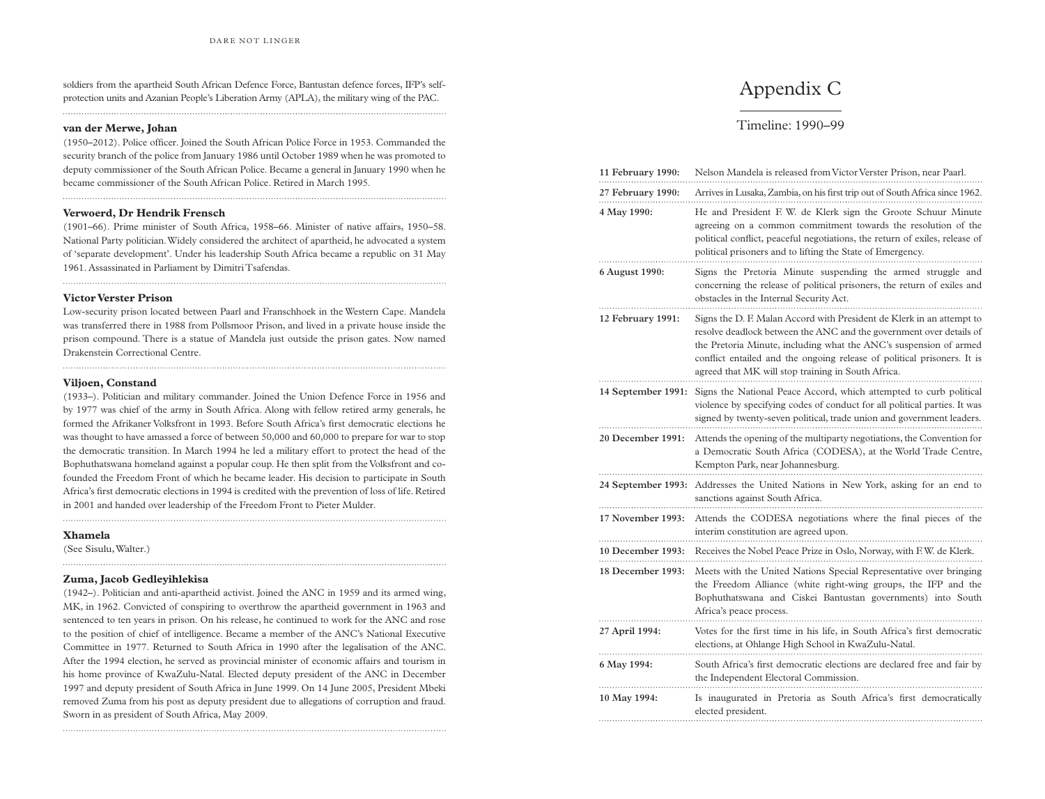soldiers from the apartheid South African Defence Force, Bantustan defence forces, IFP's self-protection units and Azanian People's Liberation Army (APLA), the military wing of the PAC.

**van der Merwe, Johan**

(1950–2012). Police officer. Joined the South African Police Force in 1953. Commanded the security branch of the police from January 1986 until October 1989 when he was promoted to deputy commissioner of the South African Police. Became a general in January 1990 when he became commissioner of the South African Police. Retired in March 1995.

**Verwoerd, Dr Hendrik Frensch**

(1901–66). Prime minister of South Africa, 1958–66. Minister of native affairs, 1950–58. National Party politician. Widely considered the architect of apartheid, he advocated a system of 'separate development'. Under his leadership South Africa became a republic on 31 May 1961. Assassinated in Parliament by Dimitri Tsafendas.

**Victor Verster Prison**

Low-security prison located between Paarl and Franschhoek in the Western Cape. Mandela was transferred there in 1988 from Pollsmoor Prison, and lived in a private house inside the prison compound. There is a statue of Mandela just outside the prison gates. Now named Drakenstein Correctional Centre.

**Viljoen, Constand**

(1933–). Politician and military commander. Joined the Union Defence Force in 1956 and by 1977 was chief of the army in South Africa. Along with fellow retired army generals, he formed the Afrikaner Volksfront in 1993. Before South Africa's first democratic elections he was thought to have amassed a force of between 50,000 and 60,000 to prepare for war to stop the democratic transition. In March 1994 he led a military effort to protect the head of the Bophuthatswana homeland against a popular coup. He then split from the Volksfront and co-founded the Freedom Front of which he became leader. His decision to participate in South Africa's first democratic elections in 1994 is credited with the prevention of loss of life. Retired in 2001 and handed over leadership of the Freedom Front to Pieter Mulder.

**Xhamela**

(See Sisulu, Walter.)

**Zuma, Jacob Gedleyihlekisa**

(1942–). Politician and anti-apartheid activist. Joined the ANC in 1959 and its armed wing, MK, in 1962. Convicted of conspiring to overthrow the apartheid government in 1963 and sentenced to ten years in prison. On his release, he continued to work for the ANC and rose to the position of chief of intelligence. Became a member of the ANC's National Executive Committee in 1977. Returned to South Africa in 1990 after the legalisation of the ANC. After the 1994 election, he served as provincial minister of economic affairs and tourism in his home province of KwaZulu-Natal. Elected deputy president of the ANC in December 1997 and deputy president of South Africa in June 1999. On 14 June 2005, President Mbeki removed Zuma from his post as deputy president due to allegations of corruption and fraud. Sworn in as president of South Africa, May 2009.

# Appendix C

## Timeline: 1990–99

| | |
|---|---|
| **11 February 1990:** | Nelson Mandela is released from Victor Verster Prison, near Paarl. |
| **27 February 1990:** | Arrives in Lusaka, Zambia, on his first trip out of South Africa since 1962. |
| **4 May 1990:** | He and President F. W. de Klerk sign the Groote Schuur Minute agreeing on a common commitment towards the resolution of the political conflict, peaceful negotiations, the return of exiles, release of political prisoners and to lifting the State of Emergency. |
| **6 August 1990:** | Signs the Pretoria Minute suspending the armed struggle and concerning the release of political prisoners, the return of exiles and obstacles in the Internal Security Act. |
| **12 February 1991:** | Signs the D. F. Malan Accord with President de Klerk in an attempt to resolve deadlock between the ANC and the government over details of the Pretoria Minute, including what the ANC's suspension of armed conflict entailed and the ongoing release of political prisoners. It is agreed that MK will stop training in South Africa. |
| **14 September 1991:** | Signs the National Peace Accord, which attempted to curb political violence by specifying codes of conduct for all political parties. It was signed by twenty-seven political, trade union and government leaders. |
| **20 December 1991:** | Attends the opening of the multiparty negotiations, the Convention for a Democratic South Africa (CODESA), at the World Trade Centre, Kempton Park, near Johannesburg. |
| **24 September 1993:** | Addresses the United Nations in New York, asking for an end to sanctions against South Africa. |
| **17 November 1993:** | Attends the CODESA negotiations where the final pieces of the interim constitution are agreed upon. |
| **10 December 1993:** | Receives the Nobel Peace Prize in Oslo, Norway, with F. W. de Klerk. |
| **18 December 1993:** | Meets with the United Nations Special Representative over bringing the Freedom Alliance (white right-wing groups, the IFP and the Bophuthatswana and Ciskei Bantustan governments) into South Africa's peace process. |
| **27 April 1994:** | Votes for the first time in his life, in South Africa's first democratic elections, at Ohlange High School in KwaZulu-Natal. |
| **6 May 1994:** | South Africa's first democratic elections are declared free and fair by the Independent Electoral Commission. |
| **10 May 1994:** | Is inaugurated in Pretoria as South Africa's first democratically elected president. |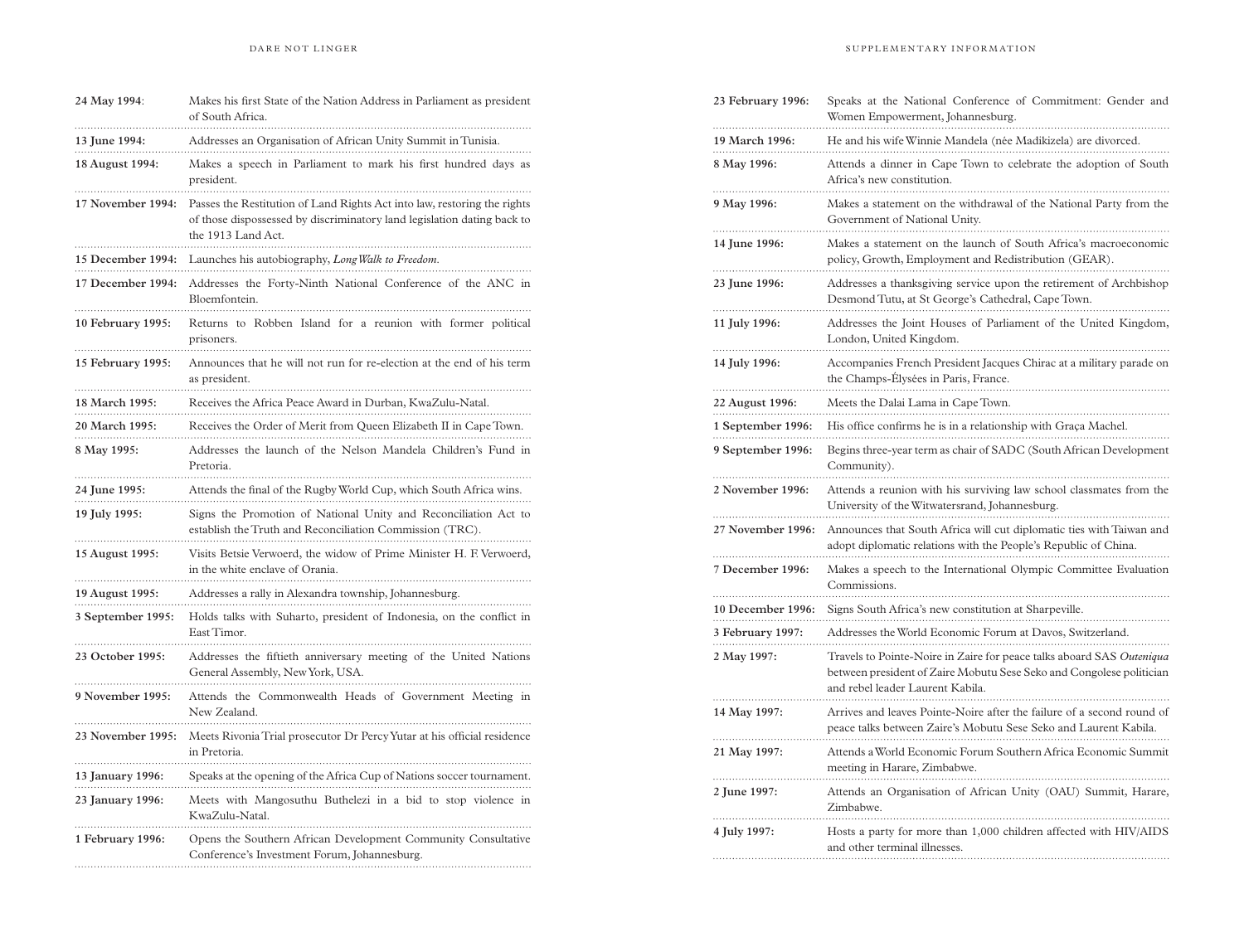| | |
|---|---|
| **24 May 1994**: | Makes his first State of the Nation Address in Parliament as president of South Africa. |
| **13 June 1994:** | Addresses an Organisation of African Unity Summit in Tunisia. |
| **18 August 1994:** | Makes a speech in Parliament to mark his first hundred days as president. |
| **17 November 1994:** | Passes the Restitution of Land Rights Act into law, restoring the rights of those dispossessed by discriminatory land legislation dating back to the 1913 Land Act. |
| **15 December 1994:** | Launches his autobiography, *Long Walk to Freedom*. |
| **17 December 1994:** | Addresses the Forty-Ninth National Conference of the ANC in Bloemfontein. |
| **10 February 1995:** | Returns to Robben Island for a reunion with former political prisoners. |
| **15 February 1995:** | Announces that he will not run for re-election at the end of his term as president. |
| **18 March 1995:** | Receives the Africa Peace Award in Durban, KwaZulu-Natal. |
| **20 March 1995:** | Receives the Order of Merit from Queen Elizabeth II in Cape Town. |
| **8 May 1995:** | Addresses the launch of the Nelson Mandela Children's Fund in Pretoria. |
| **24 June 1995:** | Attends the final of the Rugby World Cup, which South Africa wins. |
| **19 July 1995:** | Signs the Promotion of National Unity and Reconciliation Act to establish the Truth and Reconciliation Commission (TRC). |
| **15 August 1995:** | Visits Betsie Verwoerd, the widow of Prime Minister H. F. Verwoerd, in the white enclave of Orania. |
| **19 August 1995:** | Addresses a rally in Alexandra township, Johannesburg. |
| **3 September 1995:** | Holds talks with Suharto, president of Indonesia, on the conflict in East Timor. |
| **23 October 1995:** | Addresses the fiftieth anniversary meeting of the United Nations General Assembly, New York, USA. |
| **9 November 1995:** | Attends the Commonwealth Heads of Government Meeting in New Zealand. |
| **23 November 1995:** | Meets Rivonia Trial prosecutor Dr Percy Yutar at his official residence in Pretoria. |
| **13 January 1996:** | Speaks at the opening of the Africa Cup of Nations soccer tournament. |
| **23 January 1996:** | Meets with Mangosuthu Buthelezi in a bid to stop violence in KwaZulu-Natal. |
| **1 February 1996:** | Opens the Southern African Development Community Consultative Conference's Investment Forum, Johannesburg. |
| **23 February 1996:** | Speaks at the National Conference of Commitment: Gender and Women Empowerment, Johannesburg. |
| **19 March 1996:** | He and his wife Winnie Mandela (née Madikizela) are divorced. |
| **8 May 1996:** | Attends a dinner in Cape Town to celebrate the adoption of South Africa's new constitution. |
| **9 May 1996:** | Makes a statement on the withdrawal of the National Party from the Government of National Unity. |
| **14 June 1996:** | Makes a statement on the launch of South Africa's macroeconomic policy, Growth, Employment and Redistribution (GEAR). |
| **23 June 1996:** | Addresses a thanksgiving service upon the retirement of Archbishop Desmond Tutu, at St George's Cathedral, Cape Town. |
| **11 July 1996:** | Addresses the Joint Houses of Parliament of the United Kingdom, London, United Kingdom. |
| **14 July 1996:** | Accompanies French President Jacques Chirac at a military parade on the Champs-Élysées in Paris, France. |
| **22 August 1996:** | Meets the Dalai Lama in Cape Town. |
| **1 September 1996:** | His office confirms he is in a relationship with Graça Machel. |
| **9 September 1996:** | Begins three-year term as chair of SADC (South African Development Community). |
| **2 November 1996:** | Attends a reunion with his surviving law school classmates from the University of the Witwatersrand, Johannesburg. |
| **27 November 1996:** | Announces that South Africa will cut diplomatic ties with Taiwan and adopt diplomatic relations with the People's Republic of China. |
| **7 December 1996:** | Makes a speech to the International Olympic Committee Evaluation Commissions. |
| **10 December 1996:** | Signs South Africa's new constitution at Sharpeville. |
| **3 February 1997:** | Addresses the World Economic Forum at Davos, Switzerland. |
| **2 May 1997:** | Travels to Pointe-Noire in Zaire for peace talks aboard SAS *Outeniqua* between president of Zaire Mobutu Sese Seko and Congolese politician and rebel leader Laurent Kabila. |
| **14 May 1997:** | Arrives and leaves Pointe-Noire after the failure of a second round of peace talks between Zaire's Mobutu Sese Seko and Laurent Kabila. |
| **21 May 1997:** | Attends a World Economic Forum Southern Africa Economic Summit meeting in Harare, Zimbabwe. |
| **2 June 1997:** | Attends an Organisation of African Unity (OAU) Summit, Harare, Zimbabwe. |
| **4 July 1997:** | Hosts a party for more than 1,000 children affected with HIV/AIDS and other terminal illnesses. |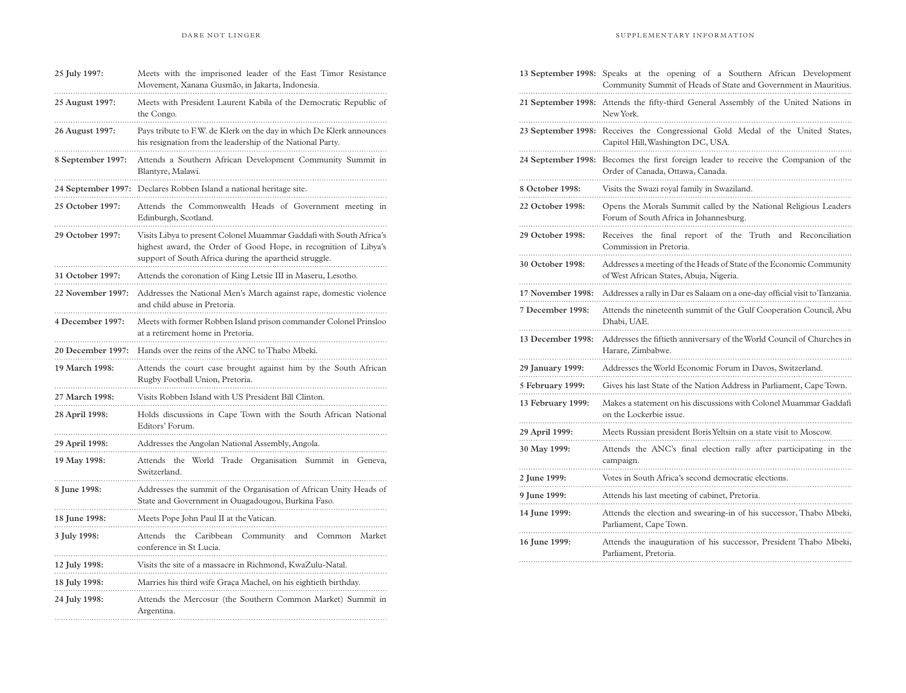| | |
|---|---|
| **25 July 1997:** | Meets with the imprisoned leader of the East Timor Resistance Movement, Xanana Gusmão, in Jakarta, Indonesia. |
| **25 August 1997:** | Meets with President Laurent Kabila of the Democratic Republic of the Congo. |
| **26 August 1997:** | Pays tribute to F.W. de Klerk on the day in which De Klerk announces his resignation from the leadership of the National Party. |
| **8 September 1997:** | Attends a Southern African Development Community Summit in Blantyre, Malawi. |
| **24 September 1997:** | Declares Robben Island a national heritage site. |
| **25 October 1997:** | Attends the Commonwealth Heads of Government meeting in Edinburgh, Scotland. |
| **29 October 1997:** | Visits Libya to present Colonel Muammar Gaddafi with South Africa's highest award, the Order of Good Hope, in recognition of Libya's support of South Africa during the apartheid struggle. |
| **31 October 1997:** | Attends the coronation of King Letsie III in Maseru, Lesotho. |
| **22 November 1997:** | Addresses the National Men's March against rape, domestic violence and child abuse in Pretoria. |
| **4 December 1997:** | Meets with former Robben Island prison commander Colonel Prinsloo at a retirement home in Pretoria. |
| **20 December 1997:** | Hands over the reins of the ANC to Thabo Mbeki. |
| **19 March 1998:** | Attends the court case brought against him by the South African Rugby Football Union, Pretoria. |
| **27 March 1998:** | Visits Robben Island with US President Bill Clinton. |
| **28 April 1998:** | Holds discussions in Cape Town with the South African National Editors' Forum. |
| **29 April 1998:** | Addresses the Angolan National Assembly, Angola. |
| **19 May 1998:** | Attends the World Trade Organisation Summit in Geneva, Switzerland. |
| **8 June 1998:** | Addresses the summit of the Organisation of African Unity Heads of State and Government in Ouagadougou, Burkina Faso. |
| **18 June 1998:** | Meets Pope John Paul II at the Vatican. |
| **3 July 1998:** | Attends the Caribbean Community and Common Market conference in St Lucia. |
| **12 July 1998:** | Visits the site of a massacre in Richmond, KwaZulu-Natal. |
| **18 July 1998:** | Marries his third wife Graça Machel, on his eightieth birthday. |
| **24 July 1998:** | Attends the Mercosur (the Southern Common Market) Summit in Argentina. |
| **13 September 1998:** | Speaks at the opening of a Southern African Development Community Summit of Heads of State and Government in Mauritius. |
| **21 September 1998:** | Attends the fifty-third General Assembly of the United Nations in New York. |
| **23 September 1998:** | Receives the Congressional Gold Medal of the United States, Capitol Hill, Washington DC, USA. |
| **24 September 1998:** | Becomes the first foreign leader to receive the Companion of the Order of Canada, Ottawa, Canada. |
| **8 October 1998:** | Visits the Swazi royal family in Swaziland. |
| **22 October 1998:** | Opens the Morals Summit called by the National Religious Leaders Forum of South Africa in Johannesburg. |
| **29 October 1998:** | Receives the final report of the Truth and Reconciliation Commission in Pretoria. |
| **30 October 1998:** | Addresses a meeting of the Heads of State of the Economic Community of West African States, Abuja, Nigeria. |
| **17 November 1998:** | Addresses a rally in Dar es Salaam on a one-day official visit to Tanzania. |
| **7 December 1998:** | Attends the nineteenth summit of the Gulf Cooperation Council, Abu Dhabi, UAE. |
| **13 December 1998:** | Addresses the fiftieth anniversary of the World Council of Churches in Harare, Zimbabwe. |
| **29 January 1999:** | Addresses the World Economic Forum in Davos, Switzerland. |
| **5 February 1999:** | Gives his last State of the Nation Address in Parliament, Cape Town. |
| **13 February 1999:** | Makes a statement on his discussions with Colonel Muammar Gaddafi on the Lockerbie issue. |
| **29 April 1999:** | Meets Russian president Boris Yeltsin on a state visit to Moscow. |
| **30 May 1999:** | Attends the ANC's final election rally after participating in the campaign. |
| **2 June 1999:** | Votes in South Africa's second democratic elections. |
| **9 June 1999:** | Attends his last meeting of cabinet, Pretoria. |
| **14 June 1999:** | Attends the election and swearing-in of his successor, Thabo Mbeki, Parliament, Cape Town. |
| **16 June 1999:** | Attends the inauguration of his successor, President Thabo Mbeki, Parliament, Pretoria. |